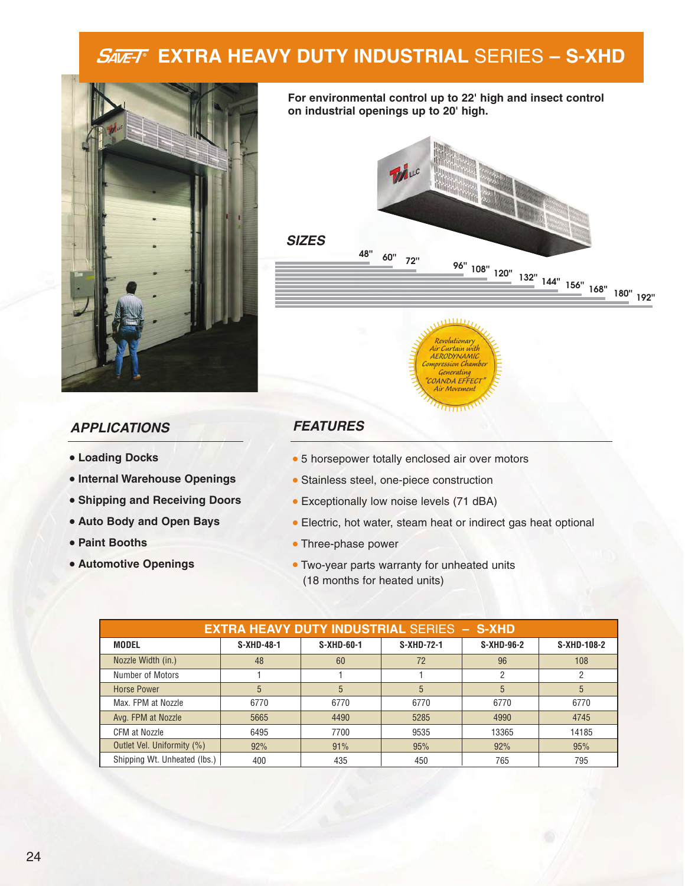# SAVE-T® EXTRA HEAVY DUTY INDUSTRIAL SERIES – S-XHD

**For environmental control up to 22' high and insect control on industrial openings up to 20' high.**

***SIZES***

48" 60" 72" 96" 108" 120" 132" 144" 156" 168" 180" 192"

*Revolutionary Air Curtain with AERODYNAMIC Compression Chamber Generating "COANDA EFFECT" Air Movement*

## *APPLICATIONS*

- **Loading Docks**
- **Internal Warehouse Openings**
- **Shipping and Receiving Doors**
- **Auto Body and Open Bays**
- **Paint Booths**
- **Automotive Openings**

## *FEATURES*

- 5 horsepower totally enclosed air over motors
- Stainless steel, one-piece construction
- Exceptionally low noise levels (71 dBA)
- Electric, hot water, steam heat or indirect gas heat optional
- Three-phase power
- Two-year parts warranty for unheated units (18 months for heated units)

**EXTRA HEAVY DUTY INDUSTRIAL SERIES – S-XHD**

| MODEL | S-XHD-48-1 | S-XHD-60-1 | S-XHD-72-1 | S-XHD-96-2 | S-XHD-108-2 |
|---|---|---|---|---|---|
| Nozzle Width (in.) | 48 | 60 | 72 | 96 | 108 |
| Number of Motors | 1 | 1 | 1 | 2 | 2 |
| Horse Power | 5 | 5 | 5 | 5 | 5 |
| Max. FPM at Nozzle | 6770 | 6770 | 6770 | 6770 | 6770 |
| Avg. FPM at Nozzle | 5665 | 4490 | 5285 | 4990 | 4745 |
| CFM at Nozzle | 6495 | 7700 | 9535 | 13365 | 14185 |
| Outlet Vel. Uniformity (%) | 92% | 91% | 95% | 92% | 95% |
| Shipping Wt. Unheated (lbs.) | 400 | 435 | 450 | 765 | 795 |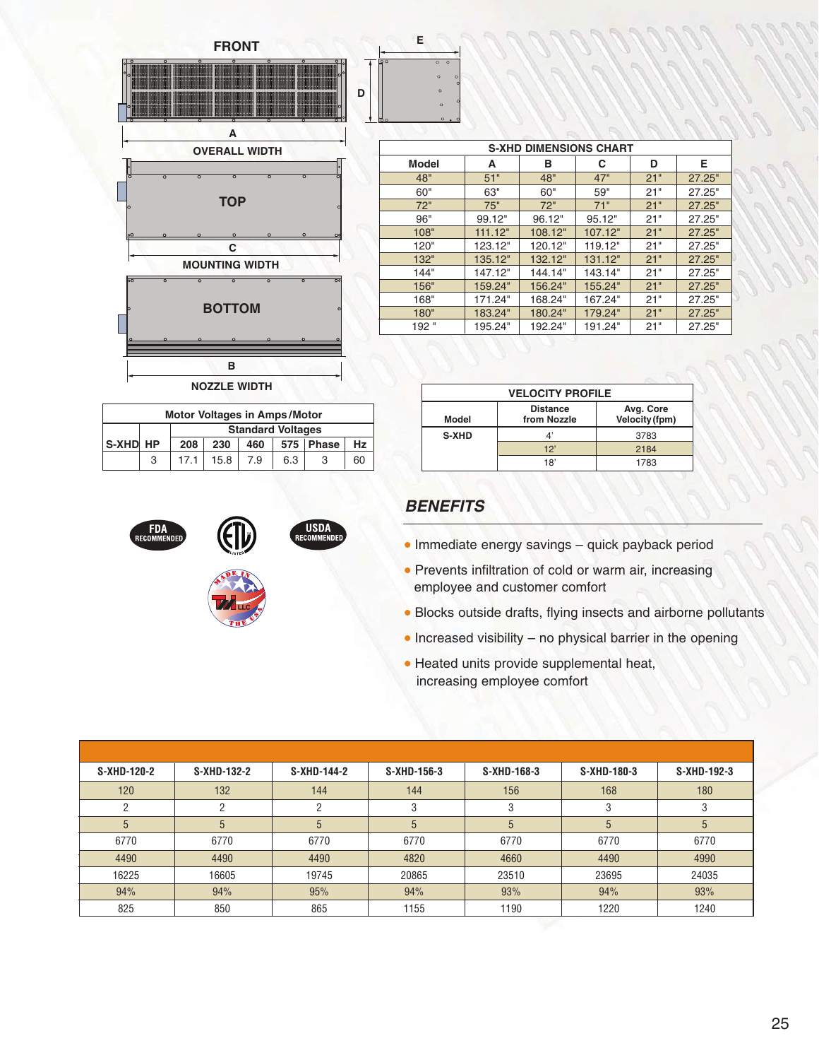FRONT

A

OVERALL WIDTH

TOP

C

MOUNTING WIDTH

BOTTOM

B

NOZZLE WIDTH

D

E

| S-XHD DIMENSIONS CHART | | | | | |
|---|---|---|---|---|---|
| Model | A | B | C | D | E |
| 48" | 51" | 48" | 47" | 21" | 27.25" |
| 60" | 63" | 60" | 59" | 21" | 27.25" |
| 72" | 75" | 72" | 71" | 21" | 27.25" |
| 96" | 99.12" | 96.12" | 95.12" | 21" | 27.25" |
| 108" | 111.12" | 108.12" | 107.12" | 21" | 27.25" |
| 120" | 123.12" | 120.12" | 119.12" | 21" | 27.25" |
| 132" | 135.12" | 132.12" | 131.12" | 21" | 27.25" |
| 144" | 147.12" | 144.14" | 143.14" | 21" | 27.25" |
| 156" | 159.24" | 156.24" | 155.24" | 21" | 27.25" |
| 168" | 171.24" | 168.24" | 167.24" | 21" | 27.25" |
| 180" | 183.24" | 180.24" | 179.24" | 21" | 27.25" |
| 192 " | 195.24" | 192.24" | 191.24" | 21" | 27.25" |

| Motor Voltages in Amps/Motor | | | | | | | |
|---|---|---|---|---|---|---|---|
| | | Standard Voltages | | | | | |
| S-XHD | HP | 208 | 230 | 460 | 575 | Phase | Hz |
| | 3 | 17.1 | 15.8 | 7.9 | 6.3 | 3 | 60 |

| VELOCITY PROFILE | | |
|---|---|---|
| Model | Distance from Nozzle | Avg. Core Velocity (fpm) |
| S-XHD | 4' | 3783 |
| | 12' | 2184 |
| | 18' | 1783 |

FDA RECOMMENDED

USDA RECOMMENDED

MADE IN THE USA

## BENEFITS

- Immediate energy savings – quick payback period
- Prevents infiltration of cold or warm air, increasing employee and customer comfort
- Blocks outside drafts, flying insects and airborne pollutants
- Increased visibility – no physical barrier in the opening
- Heated units provide supplemental heat, increasing employee comfort

| S-XHD-120-2 | S-XHD-132-2 | S-XHD-144-2 | S-XHD-156-3 | S-XHD-168-3 | S-XHD-180-3 | S-XHD-192-3 |
|---|---|---|---|---|---|---|
| 120 | 132 | 144 | 144 | 156 | 168 | 180 |
| 2 | 2 | 2 | 3 | 3 | 3 | 3 |
| 5 | 5 | 5 | 5 | 5 | 5 | 5 |
| 6770 | 6770 | 6770 | 6770 | 6770 | 6770 | 6770 |
| 4490 | 4490 | 4490 | 4820 | 4660 | 4490 | 4990 |
| 16225 | 16605 | 19745 | 20865 | 23510 | 23695 | 24035 |
| 94% | 94% | 95% | 94% | 93% | 94% | 93% |
| 825 | 850 | 865 | 1155 | 1190 | 1220 | 1240 |